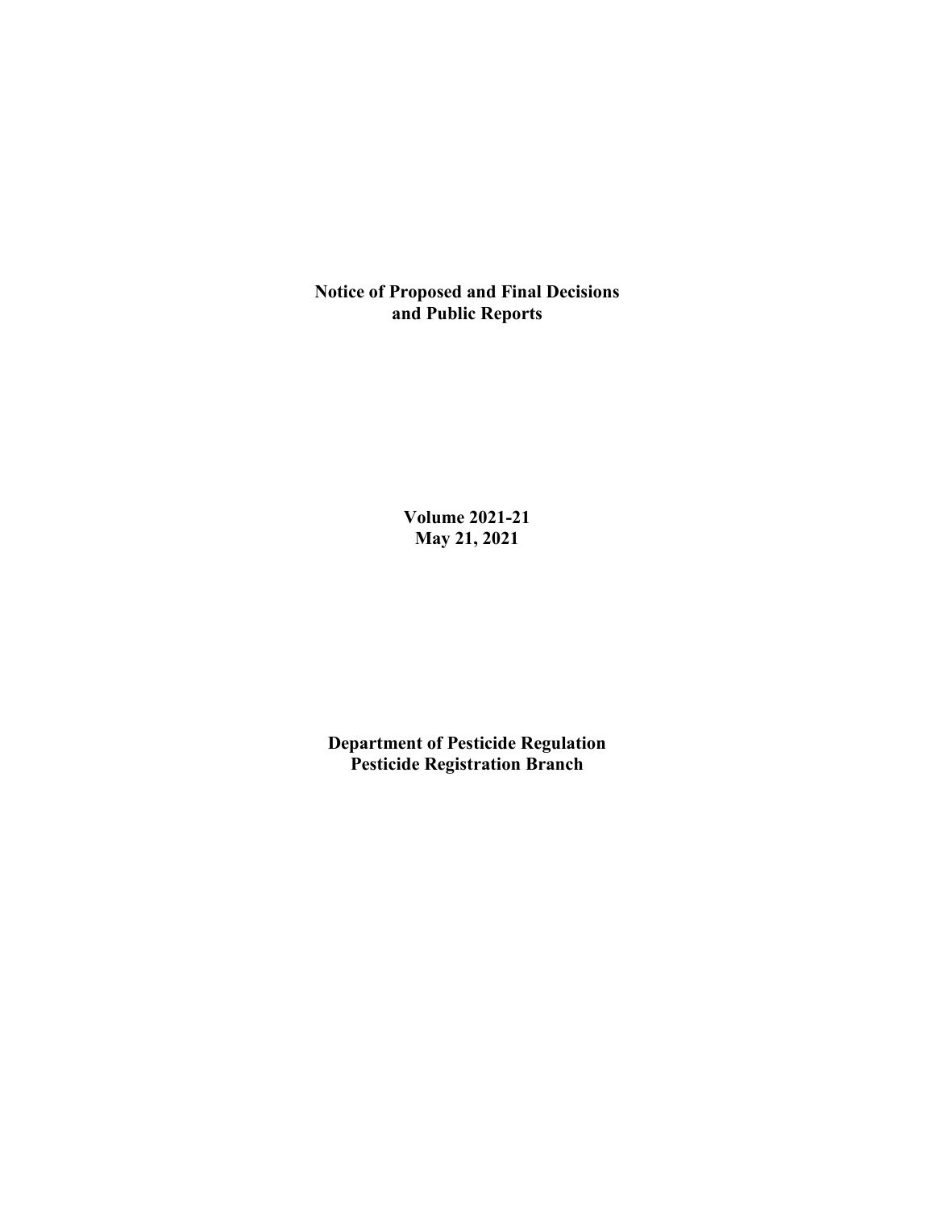# Notice of Proposed and Final Decisions and Public Reports

**Volume 2021-21**
**May 21, 2021**

**Department of Pesticide Regulation**
**Pesticide Registration Branch**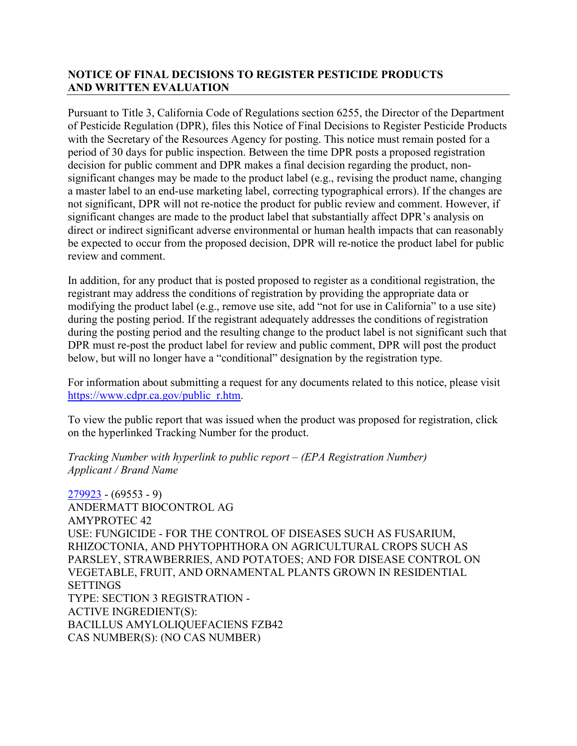**NOTICE OF FINAL DECISIONS TO REGISTER PESTICIDE PRODUCTS AND WRITTEN EVALUATION**

Pursuant to Title 3, California Code of Regulations section 6255, the Director of the Department of Pesticide Regulation (DPR), files this Notice of Final Decisions to Register Pesticide Products with the Secretary of the Resources Agency for posting. This notice must remain posted for a period of 30 days for public inspection. Between the time DPR posts a proposed registration decision for public comment and DPR makes a final decision regarding the product, non-significant changes may be made to the product label (e.g., revising the product name, changing a master label to an end-use marketing label, correcting typographical errors). If the changes are not significant, DPR will not re-notice the product for public review and comment. However, if significant changes are made to the product label that substantially affect DPR's analysis on direct or indirect significant adverse environmental or human health impacts that can reasonably be expected to occur from the proposed decision, DPR will re-notice the product label for public review and comment.

In addition, for any product that is posted proposed to register as a conditional registration, the registrant may address the conditions of registration by providing the appropriate data or modifying the product label (e.g., remove use site, add "not for use in California" to a use site) during the posting period. If the registrant adequately addresses the conditions of registration during the posting period and the resulting change to the product label is not significant such that DPR must re-post the product label for review and public comment, DPR will post the product below, but will no longer have a "conditional" designation by the registration type.

For information about submitting a request for any documents related to this notice, please visit https://www.cdpr.ca.gov/public_r.htm.

To view the public report that was issued when the product was proposed for registration, click on the hyperlinked Tracking Number for the product.

*Tracking Number with hyperlink to public report – (EPA Registration Number)*
*Applicant / Brand Name*

279923 - (69553 - 9)
ANDERMATT BIOCONTROL AG
AMYPROTEC 42
USE: FUNGICIDE - FOR THE CONTROL OF DISEASES SUCH AS FUSARIUM, RHIZOCTONIA, AND PHYTOPHTHORA ON AGRICULTURAL CROPS SUCH AS PARSLEY, STRAWBERRIES, AND POTATOES; AND FOR DISEASE CONTROL ON VEGETABLE, FRUIT, AND ORNAMENTAL PLANTS GROWN IN RESIDENTIAL SETTINGS
TYPE: SECTION 3 REGISTRATION -
ACTIVE INGREDIENT(S):
BACILLUS AMYLOLIQUEFACIENS FZB42
CAS NUMBER(S): (NO CAS NUMBER)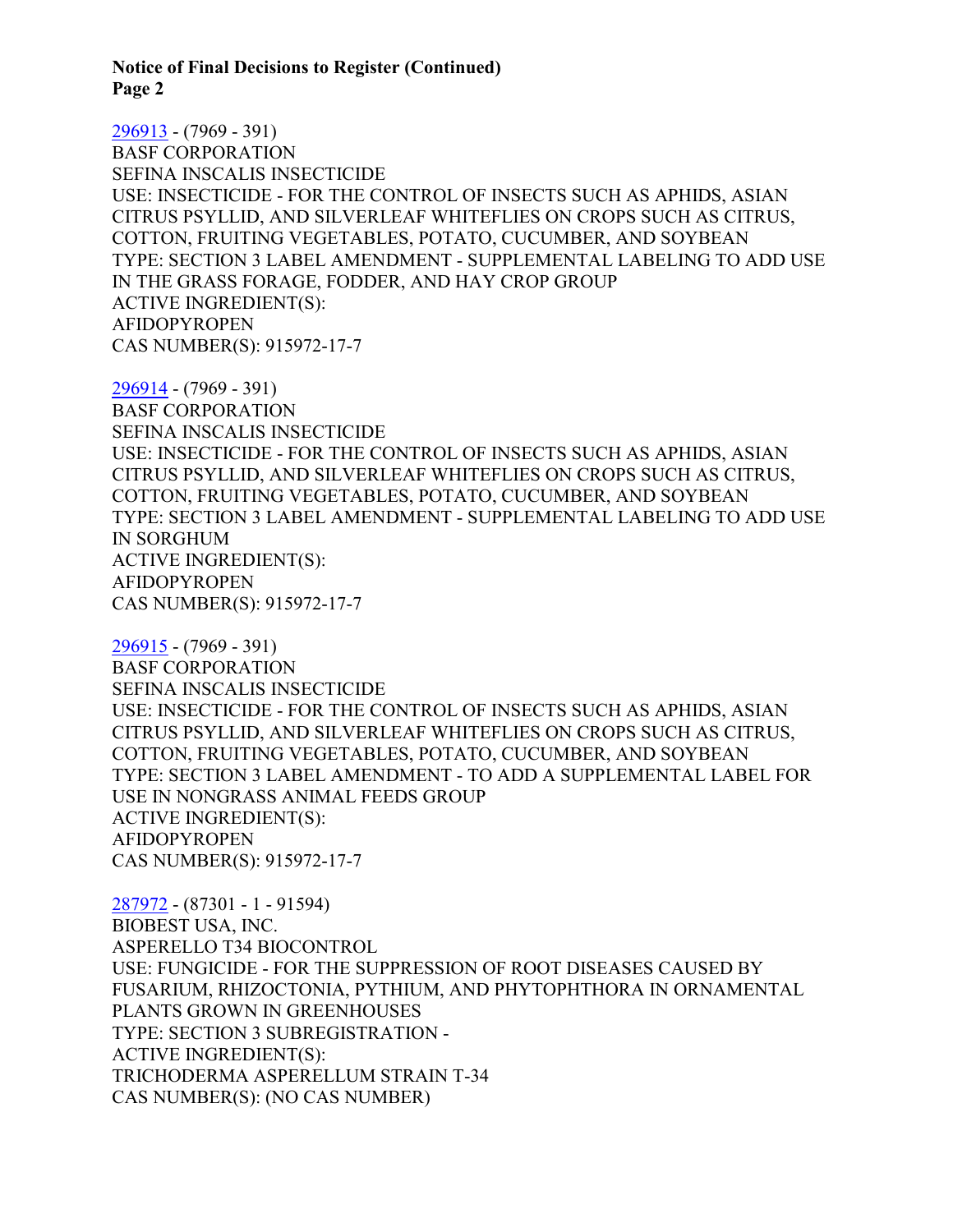[296913](296913) - (7969 - 391)
BASF CORPORATION
SEFINA INSCALIS INSECTICIDE
USE: INSECTICIDE - FOR THE CONTROL OF INSECTS SUCH AS APHIDS, ASIAN CITRUS PSYLLID, AND SILVERLEAF WHITEFLIES ON CROPS SUCH AS CITRUS, COTTON, FRUITING VEGETABLES, POTATO, CUCUMBER, AND SOYBEAN
TYPE: SECTION 3 LABEL AMENDMENT - SUPPLEMENTAL LABELING TO ADD USE IN THE GRASS FORAGE, FODDER, AND HAY CROP GROUP
ACTIVE INGREDIENT(S):
AFIDOPYROPEN
CAS NUMBER(S): 915972-17-7

[296914](296914) - (7969 - 391)
BASF CORPORATION
SEFINA INSCALIS INSECTICIDE
USE: INSECTICIDE - FOR THE CONTROL OF INSECTS SUCH AS APHIDS, ASIAN CITRUS PSYLLID, AND SILVERLEAF WHITEFLIES ON CROPS SUCH AS CITRUS, COTTON, FRUITING VEGETABLES, POTATO, CUCUMBER, AND SOYBEAN
TYPE: SECTION 3 LABEL AMENDMENT - SUPPLEMENTAL LABELING TO ADD USE IN SORGHUM
ACTIVE INGREDIENT(S):
AFIDOPYROPEN
CAS NUMBER(S): 915972-17-7

[296915](296915) - (7969 - 391)
BASF CORPORATION
SEFINA INSCALIS INSECTICIDE
USE: INSECTICIDE - FOR THE CONTROL OF INSECTS SUCH AS APHIDS, ASIAN CITRUS PSYLLID, AND SILVERLEAF WHITEFLIES ON CROPS SUCH AS CITRUS, COTTON, FRUITING VEGETABLES, POTATO, CUCUMBER, AND SOYBEAN
TYPE: SECTION 3 LABEL AMENDMENT - TO ADD A SUPPLEMENTAL LABEL FOR USE IN NONGRASS ANIMAL FEEDS GROUP
ACTIVE INGREDIENT(S):
AFIDOPYROPEN
CAS NUMBER(S): 915972-17-7

[287972](287972) - (87301 - 1 - 91594)
BIOBEST USA, INC.
ASPERELLO T34 BIOCONTROL
USE: FUNGICIDE - FOR THE SUPPRESSION OF ROOT DISEASES CAUSED BY FUSARIUM, RHIZOCTONIA, PYTHIUM, AND PHYTOPHTHORA IN ORNAMENTAL PLANTS GROWN IN GREENHOUSES
TYPE: SECTION 3 SUBREGISTRATION -
ACTIVE INGREDIENT(S):
TRICHODERMA ASPERELLUM STRAIN T-34
CAS NUMBER(S): (NO CAS NUMBER)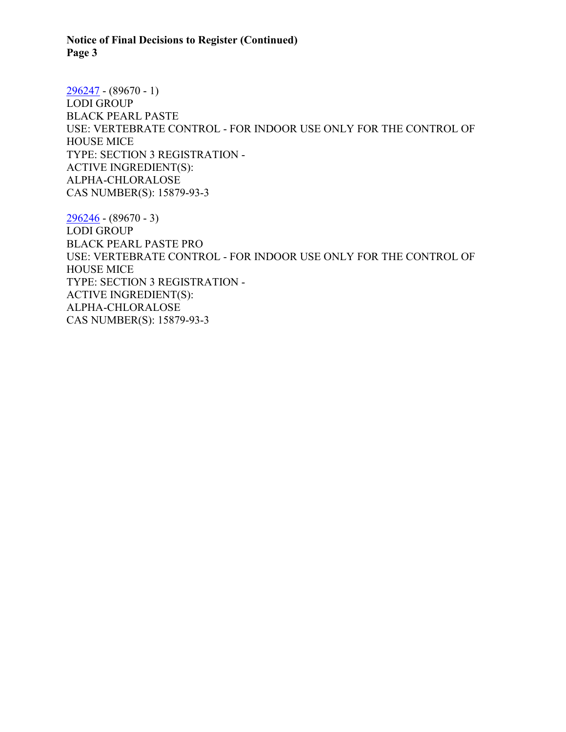296247 - (89670 - 1)
LODI GROUP
BLACK PEARL PASTE
USE: VERTEBRATE CONTROL - FOR INDOOR USE ONLY FOR THE CONTROL OF HOUSE MICE
TYPE: SECTION 3 REGISTRATION -
ACTIVE INGREDIENT(S):
ALPHA-CHLORALOSE
CAS NUMBER(S): 15879-93-3

296246 - (89670 - 3)
LODI GROUP
BLACK PEARL PASTE PRO
USE: VERTEBRATE CONTROL - FOR INDOOR USE ONLY FOR THE CONTROL OF HOUSE MICE
TYPE: SECTION 3 REGISTRATION -
ACTIVE INGREDIENT(S):
ALPHA-CHLORALOSE
CAS NUMBER(S): 15879-93-3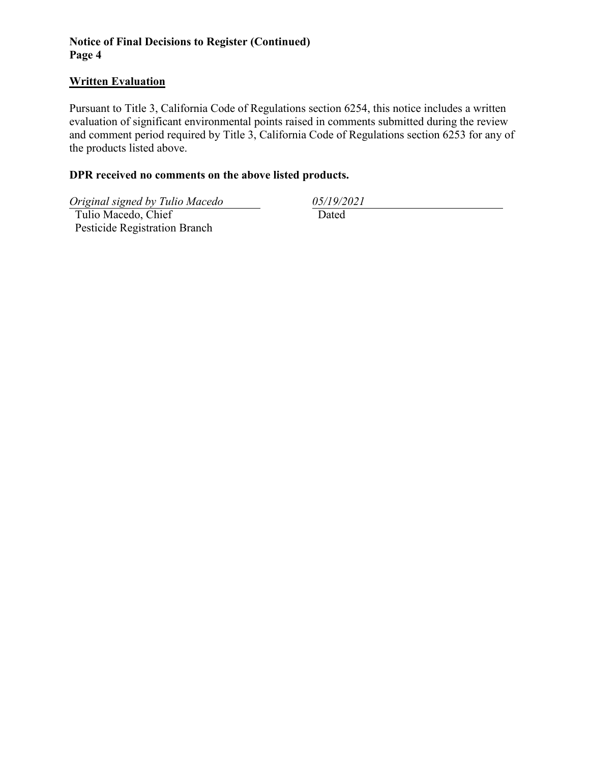## Written Evaluation

Pursuant to Title 3, California Code of Regulations section 6254, this notice includes a written evaluation of significant environmental points raised in comments submitted during the review and comment period required by Title 3, California Code of Regulations section 6253 for any of the products listed above.

**DPR received no comments on the above listed products.**

*Original signed by Tulio Macedo*
Tulio Macedo, Chief
Pesticide Registration Branch

*05/19/2021*
Dated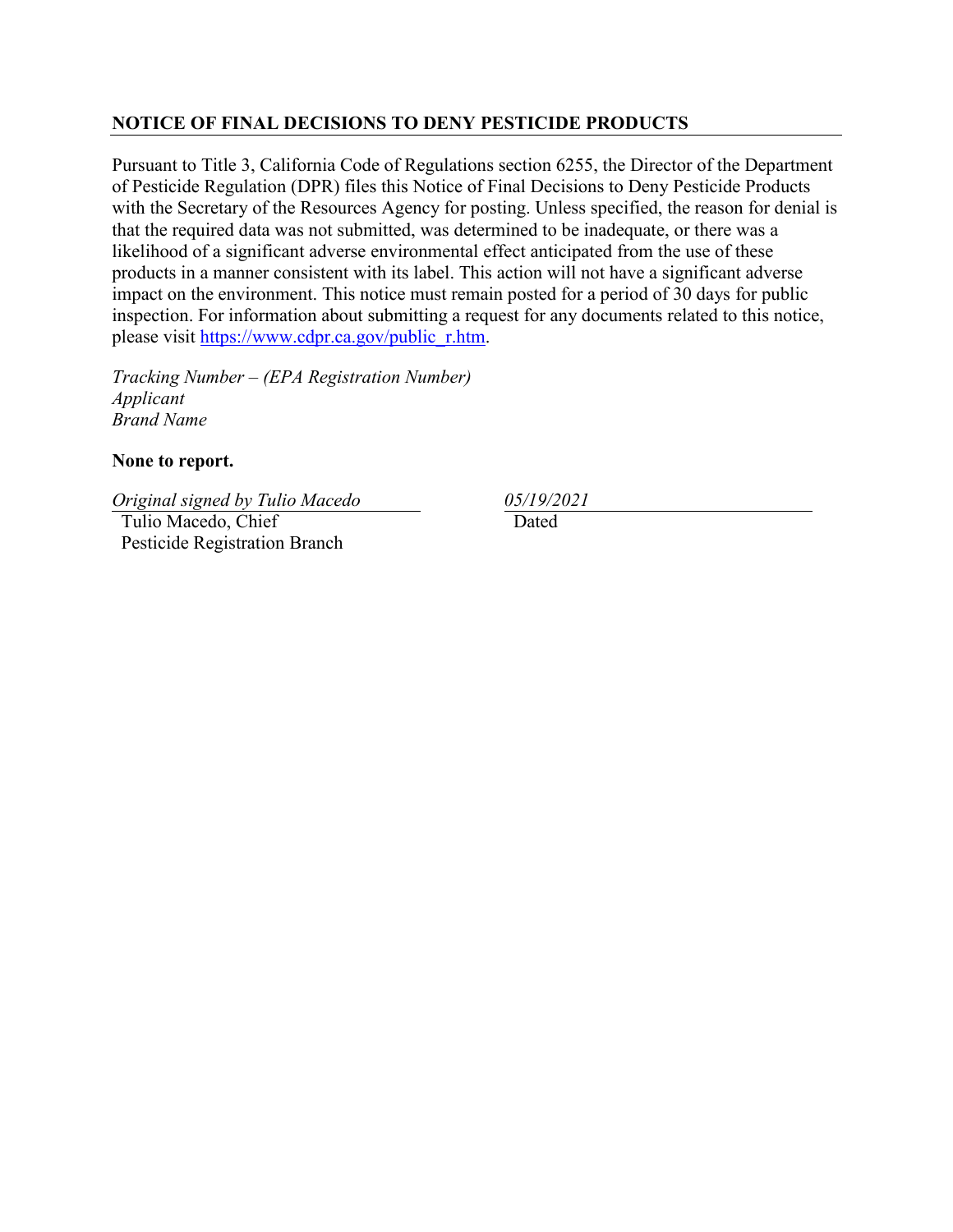## NOTICE OF FINAL DECISIONS TO DENY PESTICIDE PRODUCTS

Pursuant to Title 3, California Code of Regulations section 6255, the Director of the Department of Pesticide Regulation (DPR) files this Notice of Final Decisions to Deny Pesticide Products with the Secretary of the Resources Agency for posting. Unless specified, the reason for denial is that the required data was not submitted, was determined to be inadequate, or there was a likelihood of a significant adverse environmental effect anticipated from the use of these products in a manner consistent with its label. This action will not have a significant adverse impact on the environment. This notice must remain posted for a period of 30 days for public inspection. For information about submitting a request for any documents related to this notice, please visit [https://www.cdpr.ca.gov/public_r.htm](https://www.cdpr.ca.gov/public_r.htm).

*Tracking Number – (EPA Registration Number)*
*Applicant*
*Brand Name*

**None to report.**

*Original signed by Tulio Macedo*
Tulio Macedo, Chief
Pesticide Registration Branch

*05/19/2021*
Dated